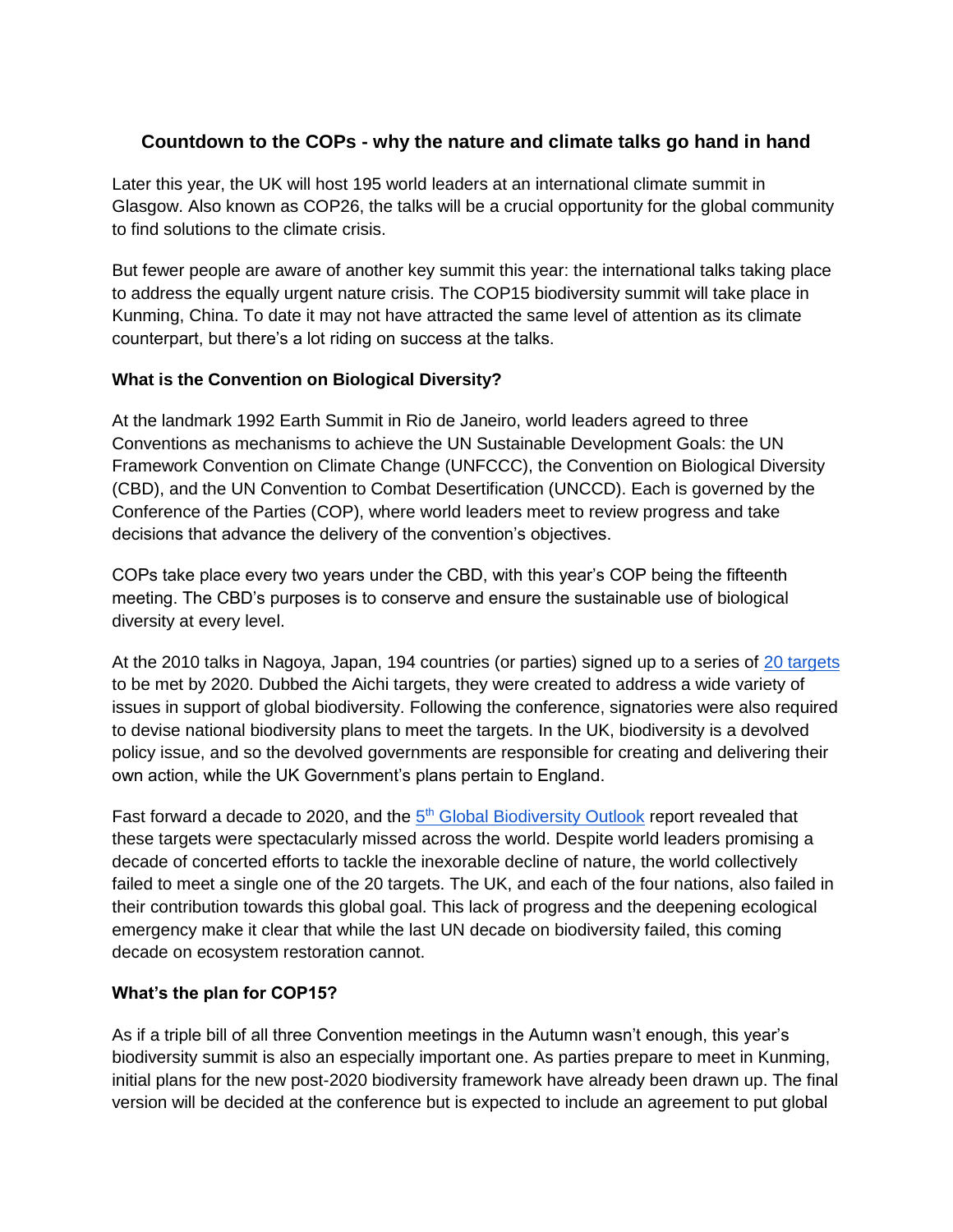# Countdown to the COPs - why the nature and climate talks go hand in hand

Later this year, the UK will host 195 world leaders at an international climate summit in Glasgow. Also known as COP26, the talks will be a crucial opportunity for the global community to find solutions to the climate crisis.

But fewer people are aware of another key summit this year: the international talks taking place to address the equally urgent nature crisis. The COP15 biodiversity summit will take place in Kunming, China. To date it may not have attracted the same level of attention as its climate counterpart, but there's a lot riding on success at the talks.

### What is the Convention on Biological Diversity?

At the landmark 1992 Earth Summit in Rio de Janeiro, world leaders agreed to three Conventions as mechanisms to achieve the UN Sustainable Development Goals: the UN Framework Convention on Climate Change (UNFCCC), the Convention on Biological Diversity (CBD), and the UN Convention to Combat Desertification (UNCCD). Each is governed by the Conference of the Parties (COP), where world leaders meet to review progress and take decisions that advance the delivery of the convention's objectives.

COPs take place every two years under the CBD, with this year's COP being the fifteenth meeting. The CBD's purposes is to conserve and ensure the sustainable use of biological diversity at every level.

At the 2010 talks in Nagoya, Japan, 194 countries (or parties) signed up to a series of 20 targets to be met by 2020. Dubbed the Aichi targets, they were created to address a wide variety of issues in support of global biodiversity. Following the conference, signatories were also required to devise national biodiversity plans to meet the targets. In the UK, biodiversity is a devolved policy issue, and so the devolved governments are responsible for creating and delivering their own action, while the UK Government's plans pertain to England.

Fast forward a decade to 2020, and the 5th Global Biodiversity Outlook report revealed that these targets were spectacularly missed across the world. Despite world leaders promising a decade of concerted efforts to tackle the inexorable decline of nature, the world collectively failed to meet a single one of the 20 targets. The UK, and each of the four nations, also failed in their contribution towards this global goal. This lack of progress and the deepening ecological emergency make it clear that while the last UN decade on biodiversity failed, this coming decade on ecosystem restoration cannot.

### What's the plan for COP15?

As if a triple bill of all three Convention meetings in the Autumn wasn't enough, this year's biodiversity summit is also an especially important one. As parties prepare to meet in Kunming, initial plans for the new post-2020 biodiversity framework have already been drawn up. The final version will be decided at the conference but is expected to include an agreement to put global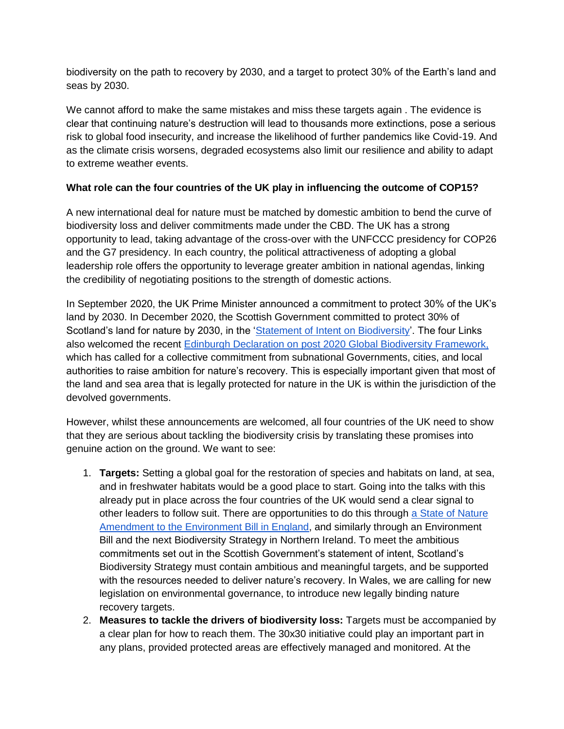biodiversity on the path to recovery by 2030, and a target to protect 30% of the Earth's land and seas by 2030.

We cannot afford to make the same mistakes and miss these targets again . The evidence is clear that continuing nature's destruction will lead to thousands more extinctions, pose a serious risk to global food insecurity, and increase the likelihood of further pandemics like Covid-19. And as the climate crisis worsens, degraded ecosystems also limit our resilience and ability to adapt to extreme weather events.

**What role can the four countries of the UK play in influencing the outcome of COP15?**

A new international deal for nature must be matched by domestic ambition to bend the curve of biodiversity loss and deliver commitments made under the CBD. The UK has a strong opportunity to lead, taking advantage of the cross-over with the UNFCCC presidency for COP26 and the G7 presidency. In each country, the political attractiveness of adopting a global leadership role offers the opportunity to leverage greater ambition in national agendas, linking the credibility of negotiating positions to the strength of domestic actions.

In September 2020, the UK Prime Minister announced a commitment to protect 30% of the UK's land by 2030. In December 2020, the Scottish Government committed to protect 30% of Scotland's land for nature by 2030, in the '[Statement of Intent on Biodiversity]()'. The four Links also welcomed the recent [Edinburgh Declaration on post 2020 Global Biodiversity Framework,]() which has called for a collective commitment from subnational Governments, cities, and local authorities to raise ambition for nature's recovery. This is especially important given that most of the land and sea area that is legally protected for nature in the UK is within the jurisdiction of the devolved governments.

However, whilst these announcements are welcomed, all four countries of the UK need to show that they are serious about tackling the biodiversity crisis by translating these promises into genuine action on the ground. We want to see:

1. **Targets:** Setting a global goal for the restoration of species and habitats on land, at sea, and in freshwater habitats would be a good place to start. Going into the talks with this already put in place across the four countries of the UK would send a clear signal to other leaders to follow suit. There are opportunities to do this through [a State of Nature Amendment to the Environment Bill in England](), and similarly through an Environment Bill and the next Biodiversity Strategy in Northern Ireland. To meet the ambitious commitments set out in the Scottish Government's statement of intent, Scotland's Biodiversity Strategy must contain ambitious and meaningful targets, and be supported with the resources needed to deliver nature's recovery. In Wales, we are calling for new legislation on environmental governance, to introduce new legally binding nature recovery targets.
2. **Measures to tackle the drivers of biodiversity loss:** Targets must be accompanied by a clear plan for how to reach them. The 30x30 initiative could play an important part in any plans, provided protected areas are effectively managed and monitored. At the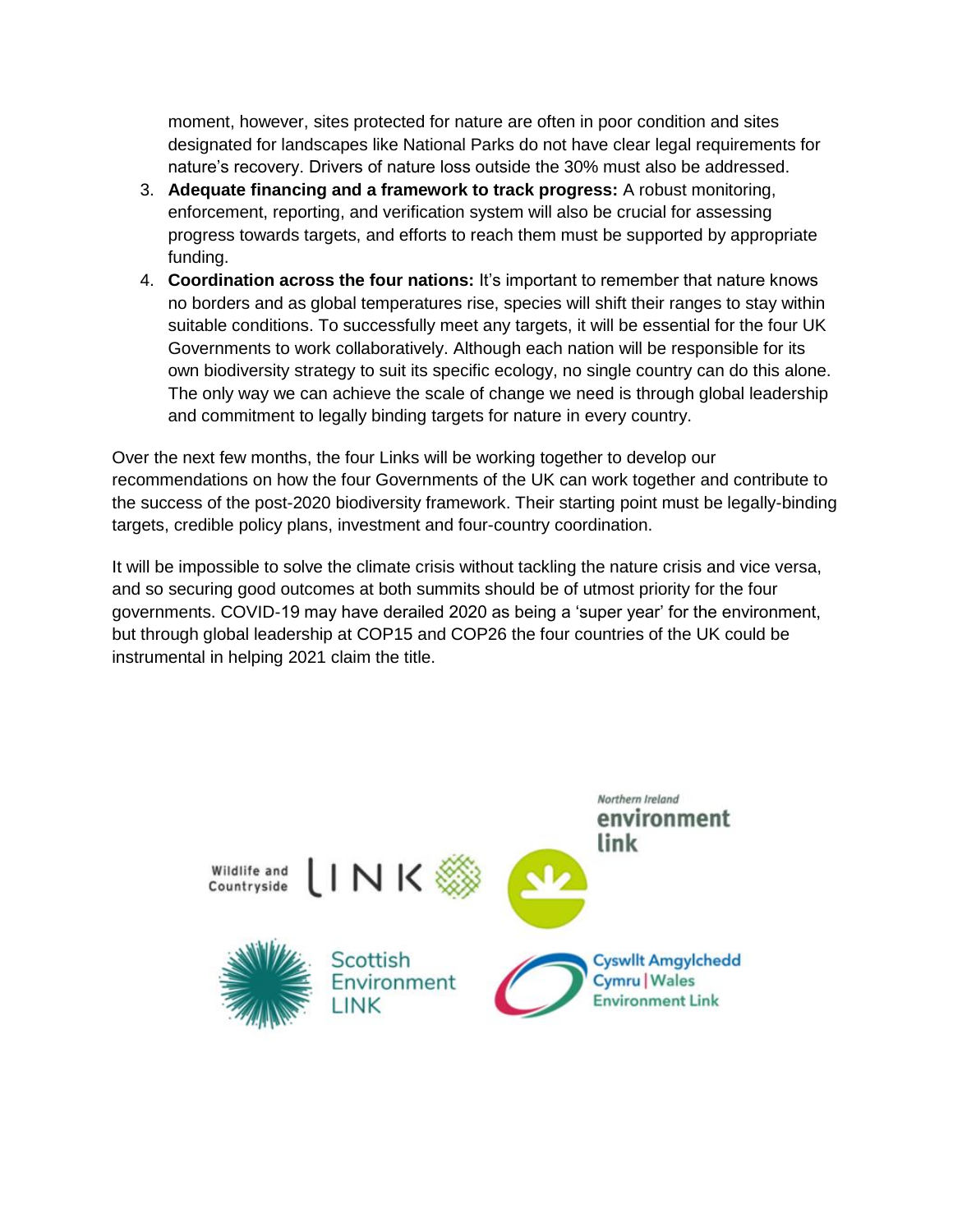moment, however, sites protected for nature are often in poor condition and sites designated for landscapes like National Parks do not have clear legal requirements for nature's recovery. Drivers of nature loss outside the 30% must also be addressed.

3. **Adequate financing and a framework to track progress:** A robust monitoring, enforcement, reporting, and verification system will also be crucial for assessing progress towards targets, and efforts to reach them must be supported by appropriate funding.
4. **Coordination across the four nations:** It's important to remember that nature knows no borders and as global temperatures rise, species will shift their ranges to stay within suitable conditions. To successfully meet any targets, it will be essential for the four UK Governments to work collaboratively. Although each nation will be responsible for its own biodiversity strategy to suit its specific ecology, no single country can do this alone. The only way we can achieve the scale of change we need is through global leadership and commitment to legally binding targets for nature in every country.

Over the next few months, the four Links will be working together to develop our recommendations on how the four Governments of the UK can work together and contribute to the success of the post-2020 biodiversity framework. Their starting point must be legally-binding targets, credible policy plans, investment and four-country coordination.

It will be impossible to solve the climate crisis without tackling the nature crisis and vice versa, and so securing good outcomes at both summits should be of utmost priority for the four governments. COVID-19 may have derailed 2020 as being a 'super year' for the environment, but through global leadership at COP15 and COP26 the four countries of the UK could be instrumental in helping 2021 claim the title.

Wildlife and Countryside LINK

Northern Ireland environment link

Scottish Environment LINK

Cyswllt Amgylchedd Cymru | Wales Environment Link